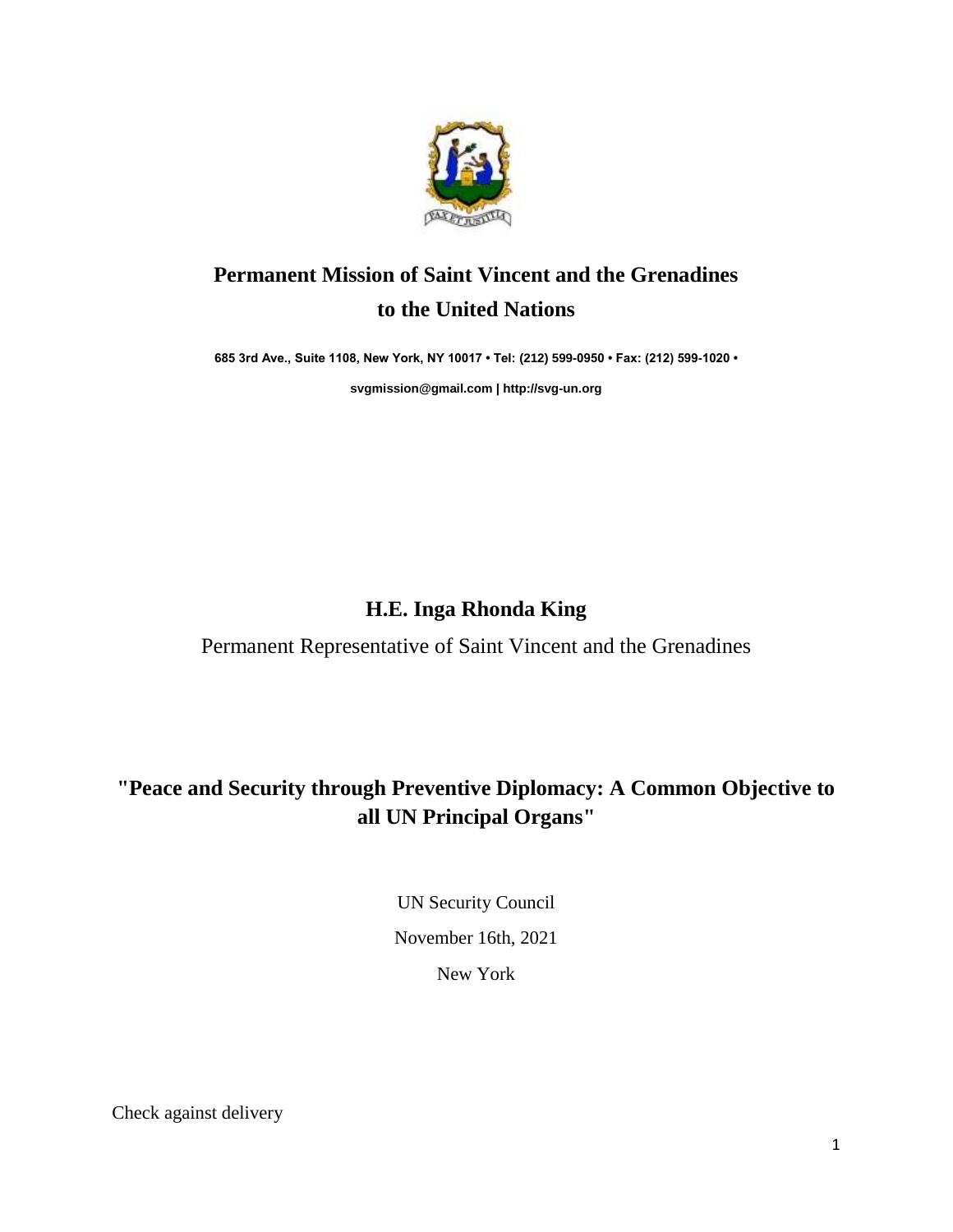# Permanent Mission of Saint Vincent and the Grenadines to the United Nations

**685 3rd Ave., Suite 1108, New York, NY 10017 • Tel: (212) 599-0950 • Fax: (212) 599-1020 •**

**svgmission@gmail.com | http://svg-un.org**

**H.E. Inga Rhonda King**

Permanent Representative of Saint Vincent and the Grenadines

## "Peace and Security through Preventive Diplomacy: A Common Objective to all UN Principal Organs"

UN Security Council

November 16th, 2021

New York

Check against delivery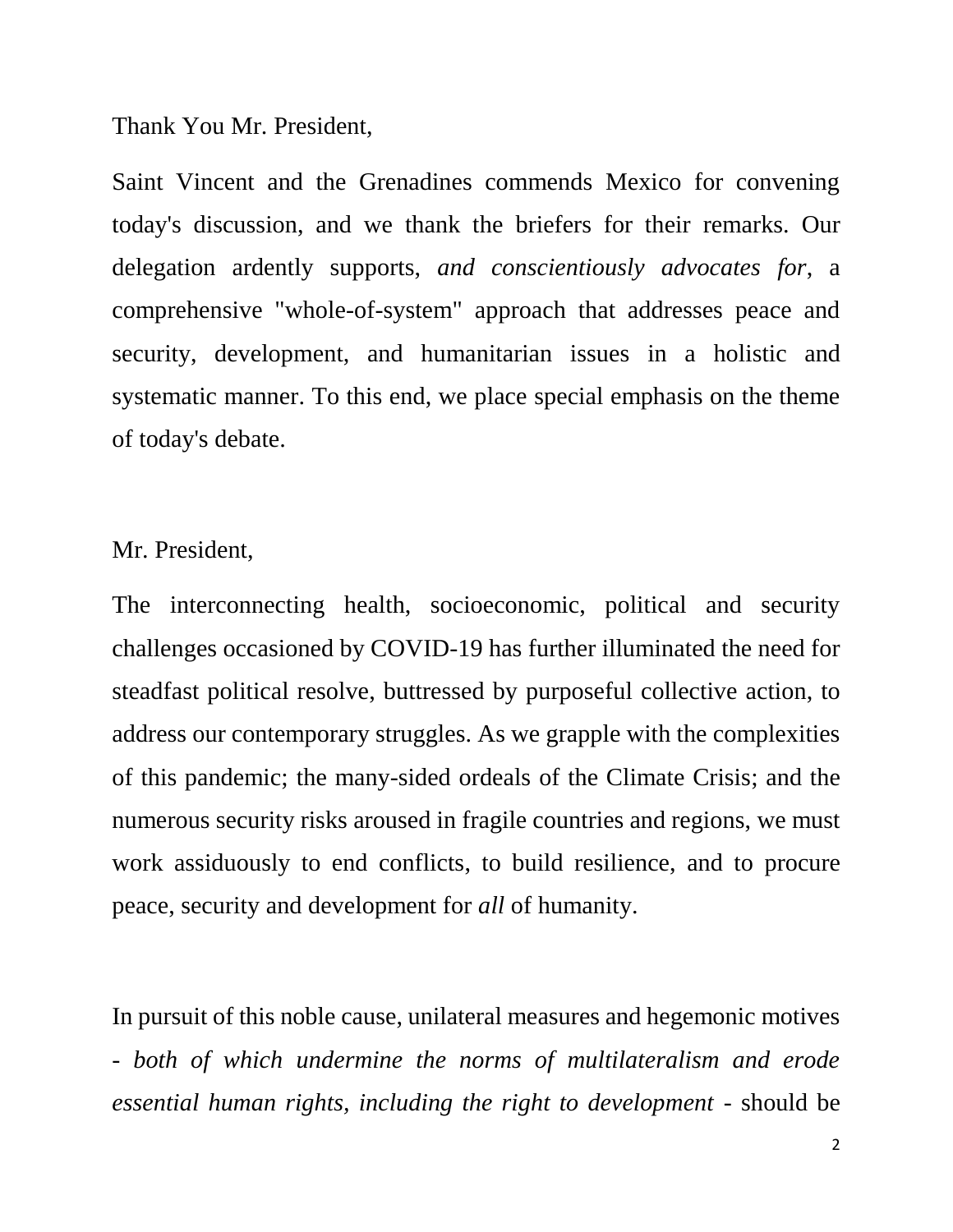Thank You Mr. President,

Saint Vincent and the Grenadines commends Mexico for convening today's discussion, and we thank the briefers for their remarks. Our delegation ardently supports, *and conscientiously advocates for*, a comprehensive "whole-of-system" approach that addresses peace and security, development, and humanitarian issues in a holistic and systematic manner. To this end, we place special emphasis on the theme of today's debate.

Mr. President,

The interconnecting health, socioeconomic, political and security challenges occasioned by COVID-19 has further illuminated the need for steadfast political resolve, buttressed by purposeful collective action, to address our contemporary struggles. As we grapple with the complexities of this pandemic; the many-sided ordeals of the Climate Crisis; and the numerous security risks aroused in fragile countries and regions, we must work assiduously to end conflicts, to build resilience, and to procure peace, security and development for *all* of humanity.

In pursuit of this noble cause, unilateral measures and hegemonic motives - *both of which undermine the norms of multilateralism and erode essential human rights, including the right to development* - should be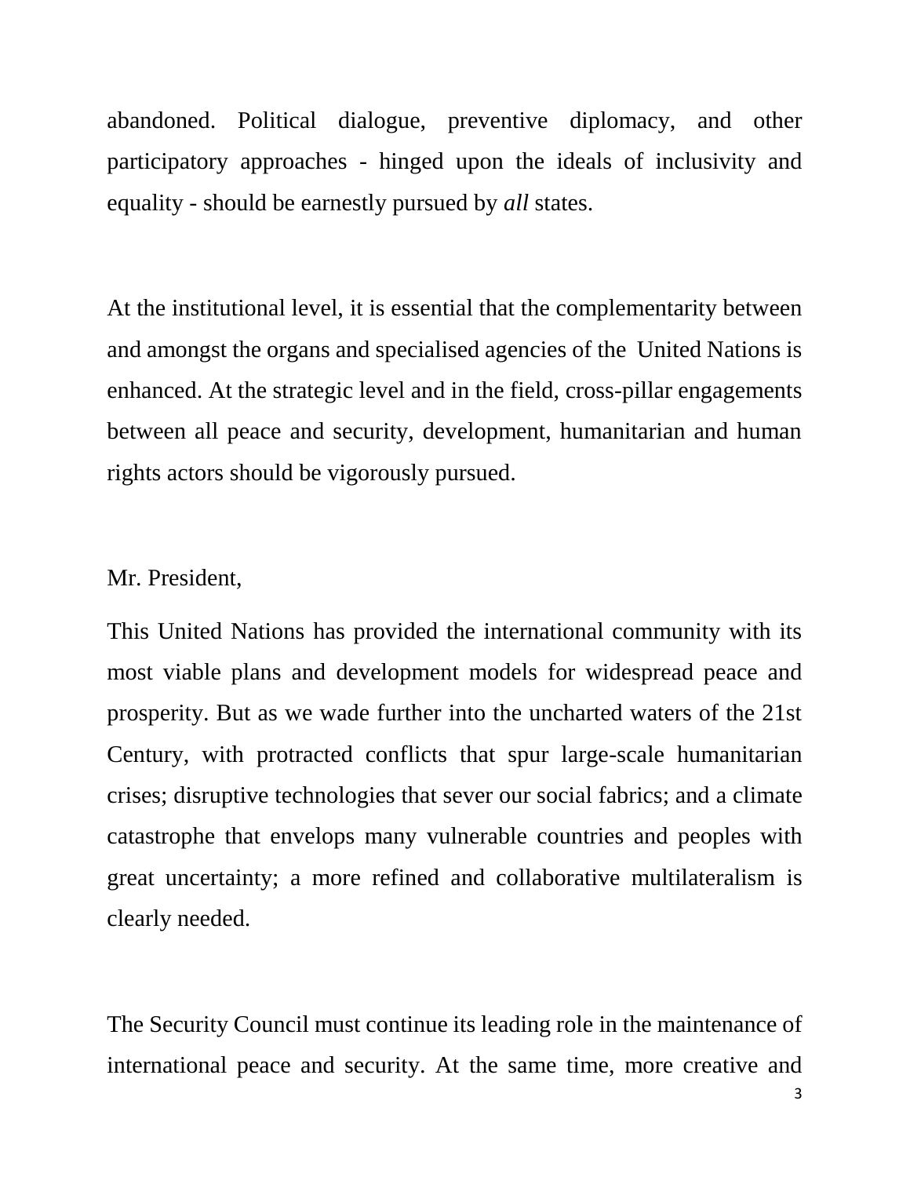abandoned. Political dialogue, preventive diplomacy, and other participatory approaches - hinged upon the ideals of inclusivity and equality - should be earnestly pursued by *all* states.

At the institutional level, it is essential that the complementarity between and amongst the organs and specialised agencies of the United Nations is enhanced. At the strategic level and in the field, cross-pillar engagements between all peace and security, development, humanitarian and human rights actors should be vigorously pursued.

Mr. President,

This United Nations has provided the international community with its most viable plans and development models for widespread peace and prosperity. But as we wade further into the uncharted waters of the 21st Century, with protracted conflicts that spur large-scale humanitarian crises; disruptive technologies that sever our social fabrics; and a climate catastrophe that envelops many vulnerable countries and peoples with great uncertainty; a more refined and collaborative multilateralism is clearly needed.

The Security Council must continue its leading role in the maintenance of international peace and security. At the same time, more creative and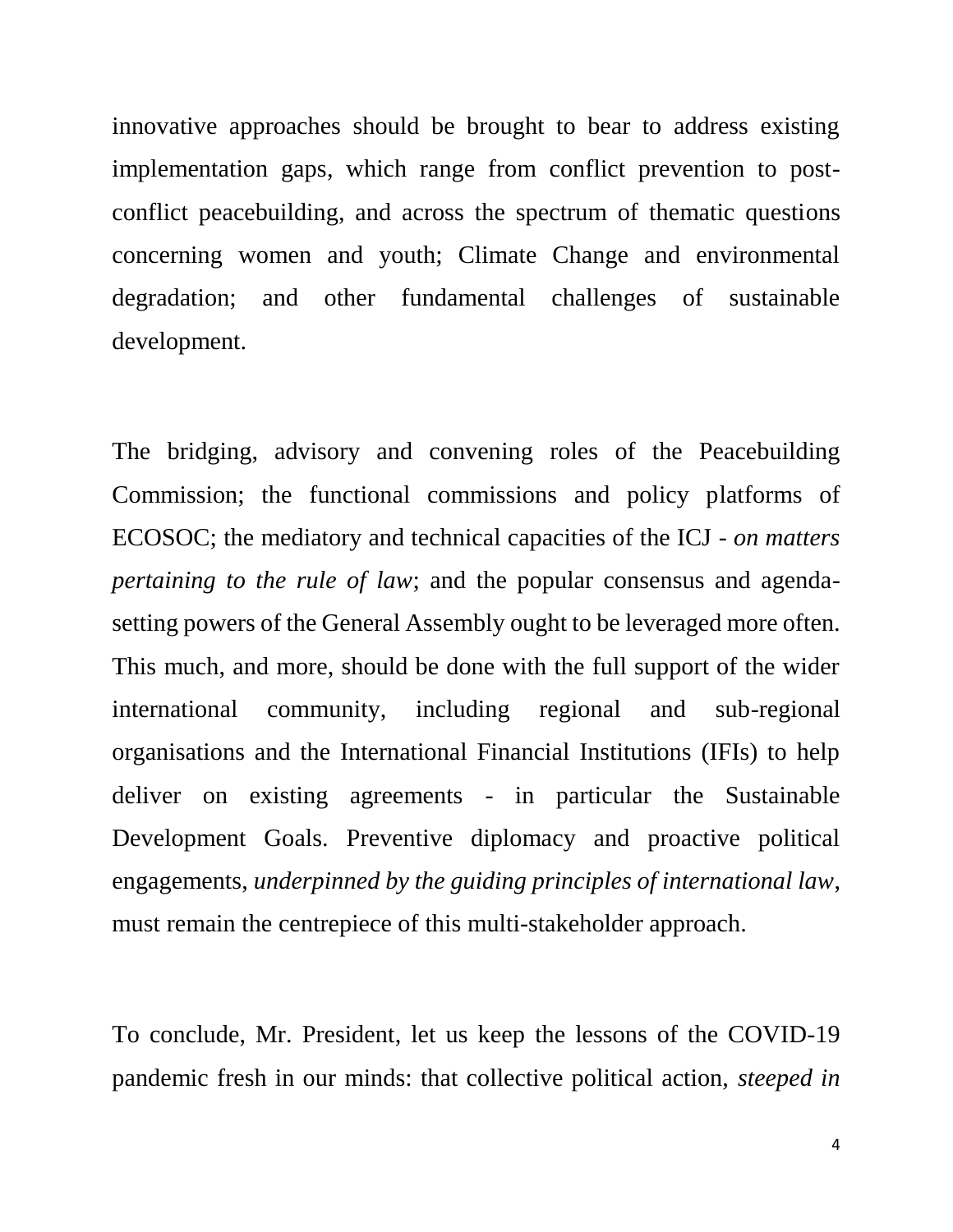innovative approaches should be brought to bear to address existing implementation gaps, which range from conflict prevention to post-conflict peacebuilding, and across the spectrum of thematic questions concerning women and youth; Climate Change and environmental degradation; and other fundamental challenges of sustainable development.

The bridging, advisory and convening roles of the Peacebuilding Commission; the functional commissions and policy platforms of ECOSOC; the mediatory and technical capacities of the ICJ - *on matters pertaining to the rule of law*; and the popular consensus and agenda-setting powers of the General Assembly ought to be leveraged more often. This much, and more, should be done with the full support of the wider international community, including regional and sub-regional organisations and the International Financial Institutions (IFIs) to help deliver on existing agreements - in particular the Sustainable Development Goals. Preventive diplomacy and proactive political engagements, *underpinned by the guiding principles of international law*, must remain the centrepiece of this multi-stakeholder approach.

To conclude, Mr. President, let us keep the lessons of the COVID-19 pandemic fresh in our minds: that collective political action, *steeped in*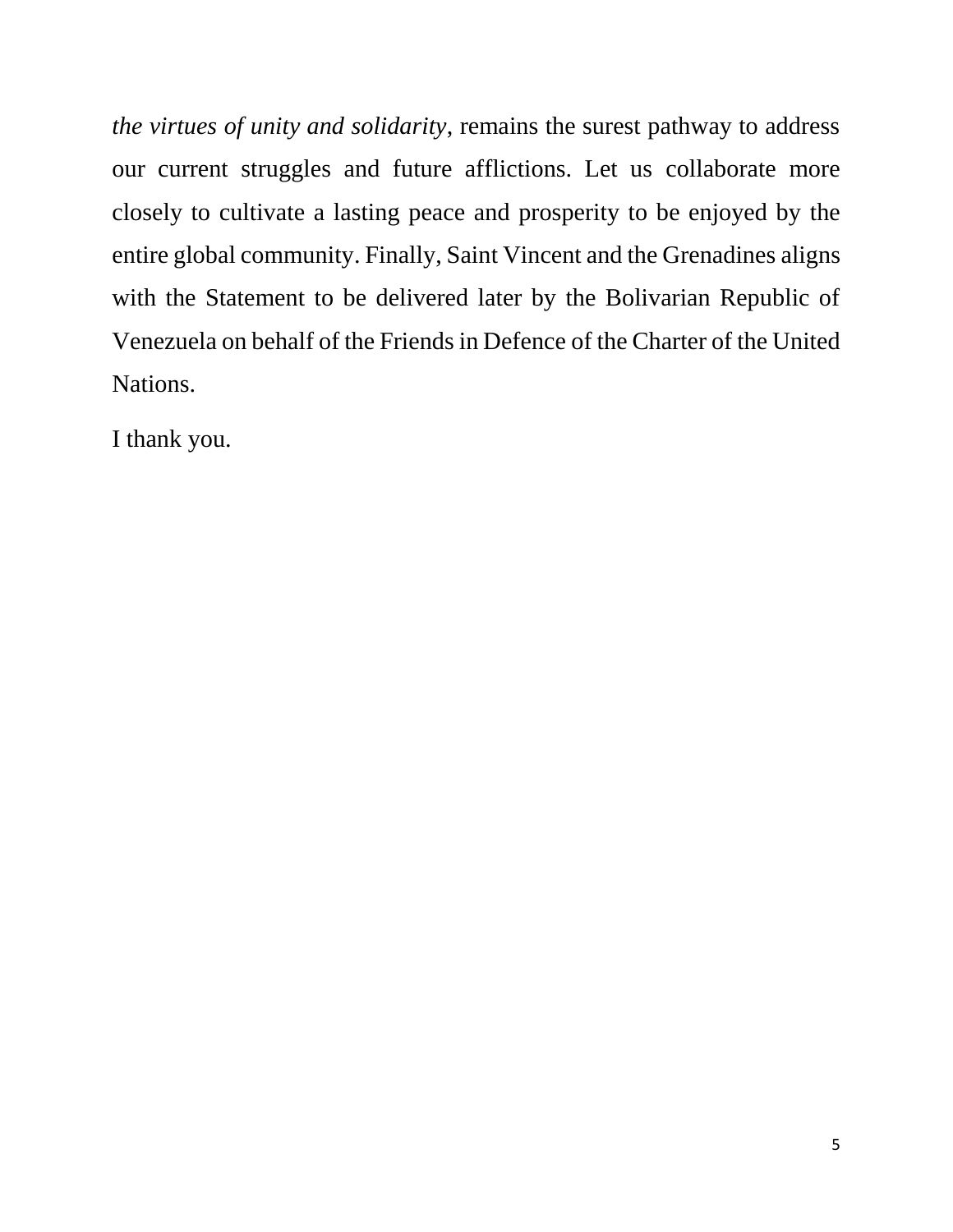*the virtues of unity and solidarity*, remains the surest pathway to address our current struggles and future afflictions. Let us collaborate more closely to cultivate a lasting peace and prosperity to be enjoyed by the entire global community. Finally, Saint Vincent and the Grenadines aligns with the Statement to be delivered later by the Bolivarian Republic of Venezuela on behalf of the Friends in Defence of the Charter of the United Nations.

I thank you.